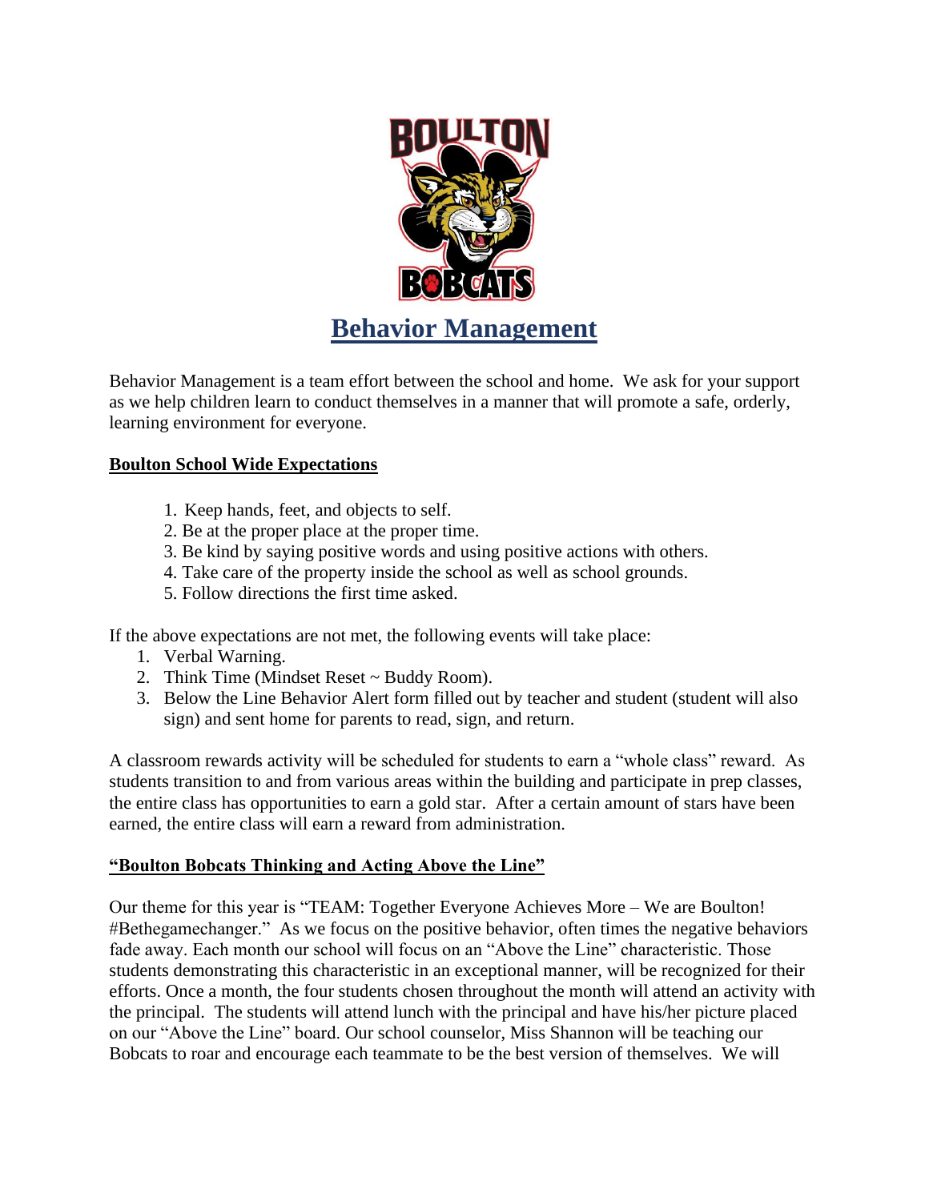# Behavior Management

Behavior Management is a team effort between the school and home. We ask for your support as we help children learn to conduct themselves in a manner that will promote a safe, orderly, learning environment for everyone.

**Boulton School Wide Expectations**

1. Keep hands, feet, and objects to self.
2. Be at the proper place at the proper time.
3. Be kind by saying positive words and using positive actions with others.
4. Take care of the property inside the school as well as school grounds.
5. Follow directions the first time asked.

If the above expectations are not met, the following events will take place:

1. Verbal Warning.
2. Think Time (Mindset Reset ~ Buddy Room).
3. Below the Line Behavior Alert form filled out by teacher and student (student will also sign) and sent home for parents to read, sign, and return.

A classroom rewards activity will be scheduled for students to earn a "whole class" reward. As students transition to and from various areas within the building and participate in prep classes, the entire class has opportunities to earn a gold star. After a certain amount of stars have been earned, the entire class will earn a reward from administration.

**"Boulton Bobcats Thinking and Acting Above the Line"**

Our theme for this year is "TEAM: Together Everyone Achieves More – We are Boulton! #Bethegamechanger." As we focus on the positive behavior, often times the negative behaviors fade away. Each month our school will focus on an "Above the Line" characteristic. Those students demonstrating this characteristic in an exceptional manner, will be recognized for their efforts. Once a month, the four students chosen throughout the month will attend an activity with the principal. The students will attend lunch with the principal and have his/her picture placed on our "Above the Line" board. Our school counselor, Miss Shannon will be teaching our Bobcats to roar and encourage each teammate to be the best version of themselves. We will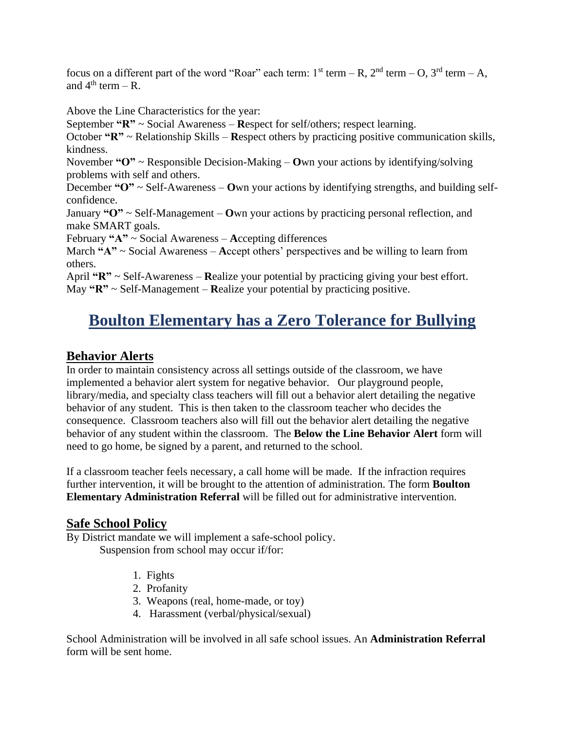focus on a different part of the word "Roar" each term: 1st term – R, 2nd term – O, 3rd term – A, and 4th term – R.

Above the Line Characteristics for the year:
September **"R"** ~ Social Awareness – **R**espect for self/others; respect learning.
October **"R"** ~ Relationship Skills – **R**espect others by practicing positive communication skills, kindness.
November **"O"** ~ Responsible Decision-Making – **O**wn your actions by identifying/solving problems with self and others.
December **"O"** ~ Self-Awareness – **O**wn your actions by identifying strengths, and building self-confidence.
January **"O"** ~ Self-Management – **O**wn your actions by practicing personal reflection, and make SMART goals.
February **"A"** ~ Social Awareness – **A**ccepting differences
March **"A"** ~ Social Awareness – **A**ccept others' perspectives and be willing to learn from others.
April **"R"** ~ Self-Awareness – **R**ealize your potential by practicing giving your best effort.
May **"R"** ~ Self-Management – **R**ealize your potential by practicing positive.

# Boulton Elementary has a Zero Tolerance for Bullying

## Behavior Alerts

In order to maintain consistency across all settings outside of the classroom, we have implemented a behavior alert system for negative behavior. Our playground people, library/media, and specialty class teachers will fill out a behavior alert detailing the negative behavior of any student. This is then taken to the classroom teacher who decides the consequence. Classroom teachers also will fill out the behavior alert detailing the negative behavior of any student within the classroom. The **Below the Line Behavior Alert** form will need to go home, be signed by a parent, and returned to the school.

If a classroom teacher feels necessary, a call home will be made. If the infraction requires further intervention, it will be brought to the attention of administration. The form **Boulton Elementary Administration Referral** will be filled out for administrative intervention.

## Safe School Policy

By District mandate we will implement a safe-school policy.
Suspension from school may occur if/for:

1. Fights
2. Profanity
3. Weapons (real, home-made, or toy)
4. Harassment (verbal/physical/sexual)

School Administration will be involved in all safe school issues. An **Administration Referral** form will be sent home.